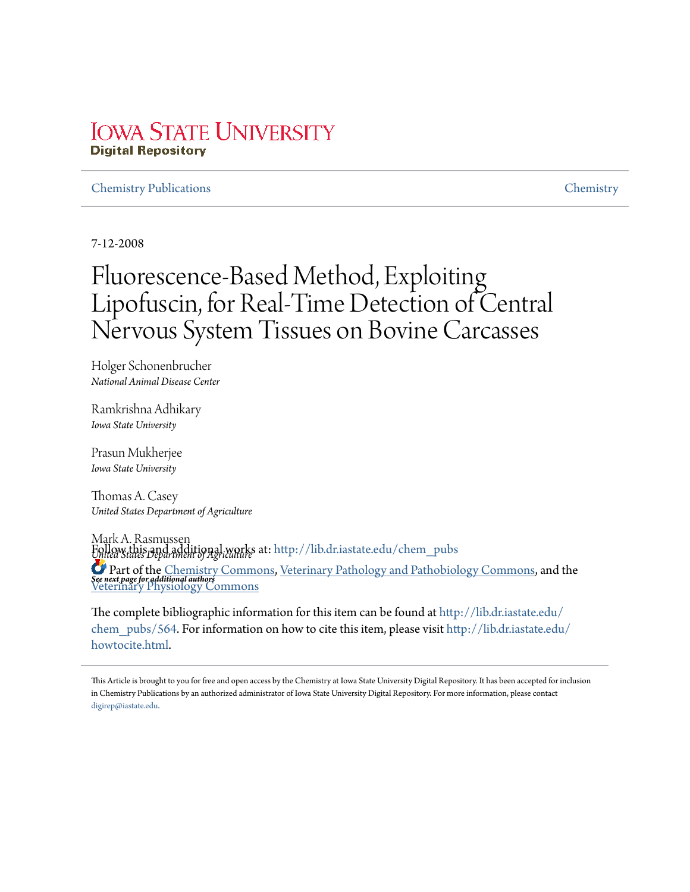Iowa State University
**Digital Repository**

Chemistry Publications | Chemistry

7-12-2008

# Fluorescence-Based Method, Exploiting Lipofuscin, for Real-Time Detection of Central Nervous System Tissues on Bovine Carcasses

Holger Schonenbrucher
*National Animal Disease Center*

Ramkrishna Adhikary
*Iowa State University*

Prasun Mukherjee
*Iowa State University*

Thomas A. Casey
*United States Department of Agriculture*

Mark A. Rasmussen
*United States Department of Agriculture*

***See next page for additional authors***

Follow this and additional works at: http://lib.dr.iastate.edu/chem_pubs

Part of the Chemistry Commons, Veterinary Pathology and Pathobiology Commons, and the Veterinary Physiology Commons

The complete bibliographic information for this item can be found at http://lib.dr.iastate.edu/chem_pubs/564. For information on how to cite this item, please visit http://lib.dr.iastate.edu/howtocite.html.

This Article is brought to you for free and open access by the Chemistry at Iowa State University Digital Repository. It has been accepted for inclusion in Chemistry Publications by an authorized administrator of Iowa State University Digital Repository. For more information, please contact digirep@iastate.edu.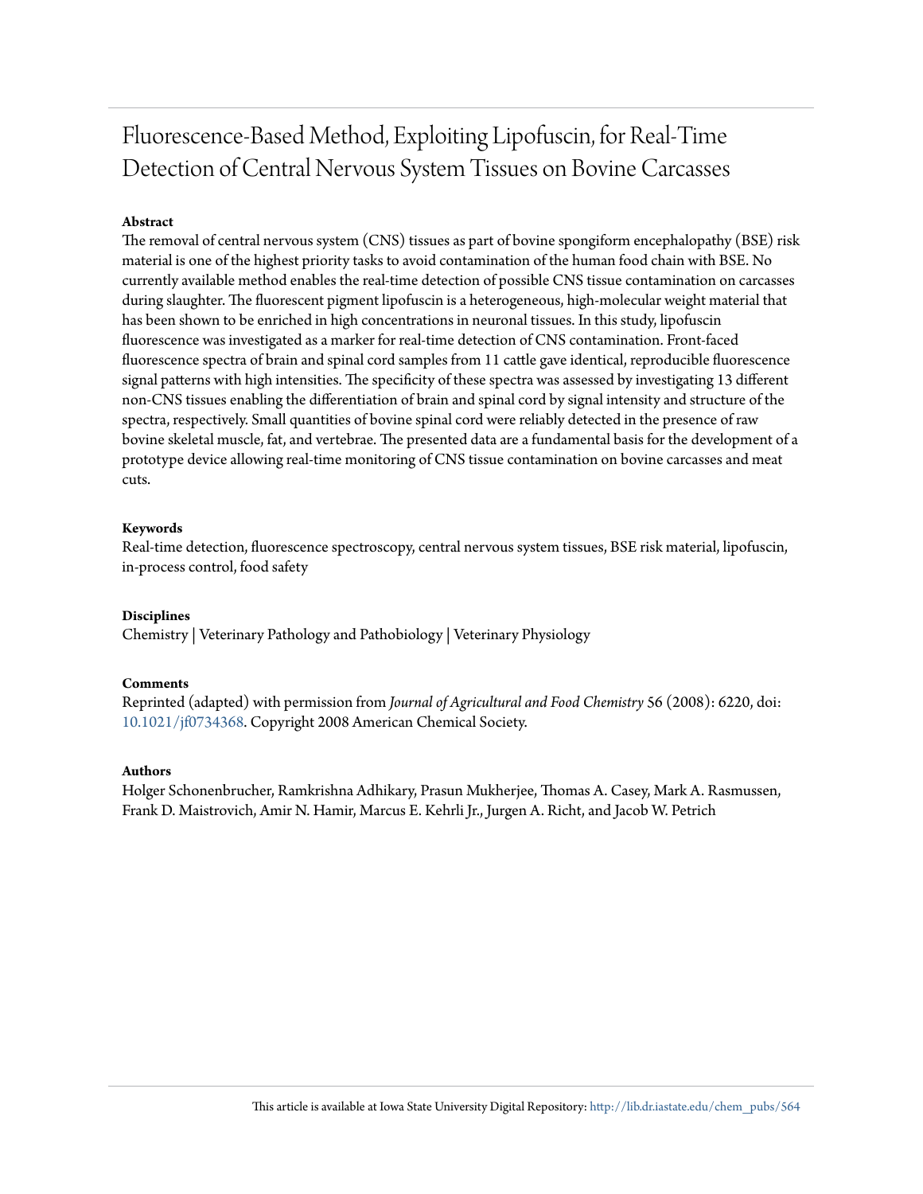# Fluorescence-Based Method, Exploiting Lipofuscin, for Real-Time Detection of Central Nervous System Tissues on Bovine Carcasses

**Abstract**

The removal of central nervous system (CNS) tissues as part of bovine spongiform encephalopathy (BSE) risk material is one of the highest priority tasks to avoid contamination of the human food chain with BSE. No currently available method enables the real-time detection of possible CNS tissue contamination on carcasses during slaughter. The fluorescent pigment lipofuscin is a heterogeneous, high-molecular weight material that has been shown to be enriched in high concentrations in neuronal tissues. In this study, lipofuscin fluorescence was investigated as a marker for real-time detection of CNS contamination. Front-faced fluorescence spectra of brain and spinal cord samples from 11 cattle gave identical, reproducible fluorescence signal patterns with high intensities. The specificity of these spectra was assessed by investigating 13 different non-CNS tissues enabling the differentiation of brain and spinal cord by signal intensity and structure of the spectra, respectively. Small quantities of bovine spinal cord were reliably detected in the presence of raw bovine skeletal muscle, fat, and vertebrae. The presented data are a fundamental basis for the development of a prototype device allowing real-time monitoring of CNS tissue contamination on bovine carcasses and meat cuts.

**Keywords**

Real-time detection, fluorescence spectroscopy, central nervous system tissues, BSE risk material, lipofuscin, in-process control, food safety

**Disciplines**

Chemistry | Veterinary Pathology and Pathobiology | Veterinary Physiology

**Comments**

Reprinted (adapted) with permission from *Journal of Agricultural and Food Chemistry* 56 (2008): 6220, doi: 10.1021/jf0734368. Copyright 2008 American Chemical Society.

**Authors**

Holger Schonenbrucher, Ramkrishna Adhikary, Prasun Mukherjee, Thomas A. Casey, Mark A. Rasmussen, Frank D. Maistrovich, Amir N. Hamir, Marcus E. Kehrli Jr., Jurgen A. Richt, and Jacob W. Petrich

This article is available at Iowa State University Digital Repository: http://lib.dr.iastate.edu/chem_pubs/564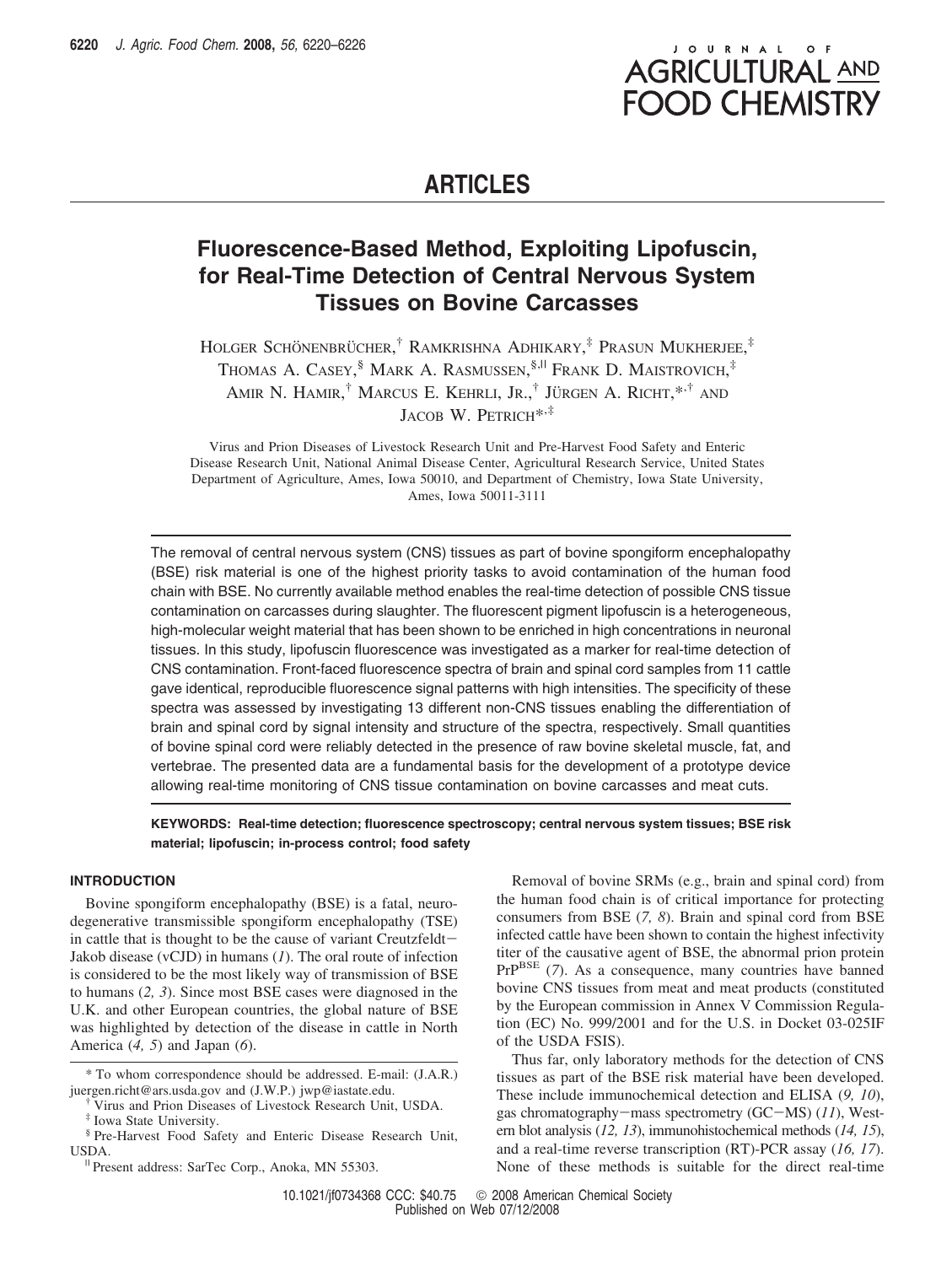# ARTICLES

## Fluorescence-Based Method, Exploiting Lipofuscin, for Real-Time Detection of Central Nervous System Tissues on Bovine Carcasses

Holger Schönenbrücher,[†] Ramkrishna Adhikary,[‡] Prasun Mukherjee,[‡] Thomas A. Casey,[§] Mark A. Rasmussen,[§,||] Frank D. Maistrovich,[‡] Amir N. Hamir,[†] Marcus E. Kehrli, Jr.,[†] Jürgen A. Richt,*[,†] and Jacob W. Petrich*[,‡]

Virus and Prion Diseases of Livestock Research Unit and Pre-Harvest Food Safety and Enteric Disease Research Unit, National Animal Disease Center, Agricultural Research Service, United States Department of Agriculture, Ames, Iowa 50010, and Department of Chemistry, Iowa State University, Ames, Iowa 50011-3111

The removal of central nervous system (CNS) tissues as part of bovine spongiform encephalopathy (BSE) risk material is one of the highest priority tasks to avoid contamination of the human food chain with BSE. No currently available method enables the real-time detection of possible CNS tissue contamination on carcasses during slaughter. The fluorescent pigment lipofuscin is a heterogeneous, high-molecular weight material that has been shown to be enriched in high concentrations in neuronal tissues. In this study, lipofuscin fluorescence was investigated as a marker for real-time detection of CNS contamination. Front-faced fluorescence spectra of brain and spinal cord samples from 11 cattle gave identical, reproducible fluorescence signal patterns with high intensities. The specificity of these spectra was assessed by investigating 13 different non-CNS tissues enabling the differentiation of brain and spinal cord by signal intensity and structure of the spectra, respectively. Small quantities of bovine spinal cord were reliably detected in the presence of raw bovine skeletal muscle, fat, and vertebrae. The presented data are a fundamental basis for the development of a prototype device allowing real-time monitoring of CNS tissue contamination on bovine carcasses and meat cuts.

**KEYWORDS: Real-time detection; fluorescence spectroscopy; central nervous system tissues; BSE risk material; lipofuscin; in-process control; food safety**

### INTRODUCTION

Bovine spongiform encephalopathy (BSE) is a fatal, neurodegenerative transmissible spongiform encephalopathy (TSE) in cattle that is thought to be the cause of variant Creutzfeldt–Jakob disease (vCJD) in humans (*1*). The oral route of infection is considered to be the most likely way of transmission of BSE to humans (*2, 3*). Since most BSE cases were diagnosed in the U.K. and other European countries, the global nature of BSE was highlighted by detection of the disease in cattle in North America (*4, 5*) and Japan (*6*).

Removal of bovine SRMs (e.g., brain and spinal cord) from the human food chain is of critical importance for protecting consumers from BSE (*7, 8*). Brain and spinal cord from BSE infected cattle have been shown to contain the highest infectivity titer of the causative agent of BSE, the abnormal prion protein $PrP^{BSE}$ (*7*). As a consequence, many countries have banned bovine CNS tissues from meat and meat products (constituted by the European commission in Annex V Commission Regulation (EC) No. 999/2001 and for the U.S. in Docket 03-025IF of the USDA FSIS).

Thus far, only laboratory methods for the detection of CNS tissues as part of the BSE risk material have been developed. These include immunochemical detection and ELISA (*9, 10*), gas chromatography–mass spectrometry (GC–MS) (*11*), Western blot analysis (*12, 13*), immunohistochemical methods (*14, 15*), and a real-time reverse transcription (RT)-PCR assay (*16, 17*). None of these methods is suitable for the direct real-time

\* To whom correspondence should be addressed. E-mail: (J.A.R.) juergen.richt@ars.usda.gov and (J.W.P.) jwp@iastate.edu.
[†] Virus and Prion Diseases of Livestock Research Unit, USDA.
[‡] Iowa State University.
[§] Pre-Harvest Food Safety and Enteric Disease Research Unit, USDA.
[||] Present address: SarTec Corp., Anoka, MN 55303.

10.1021/jf0734368 CCC: $40.75 © 2008 American Chemical Society
Published on Web 07/12/2008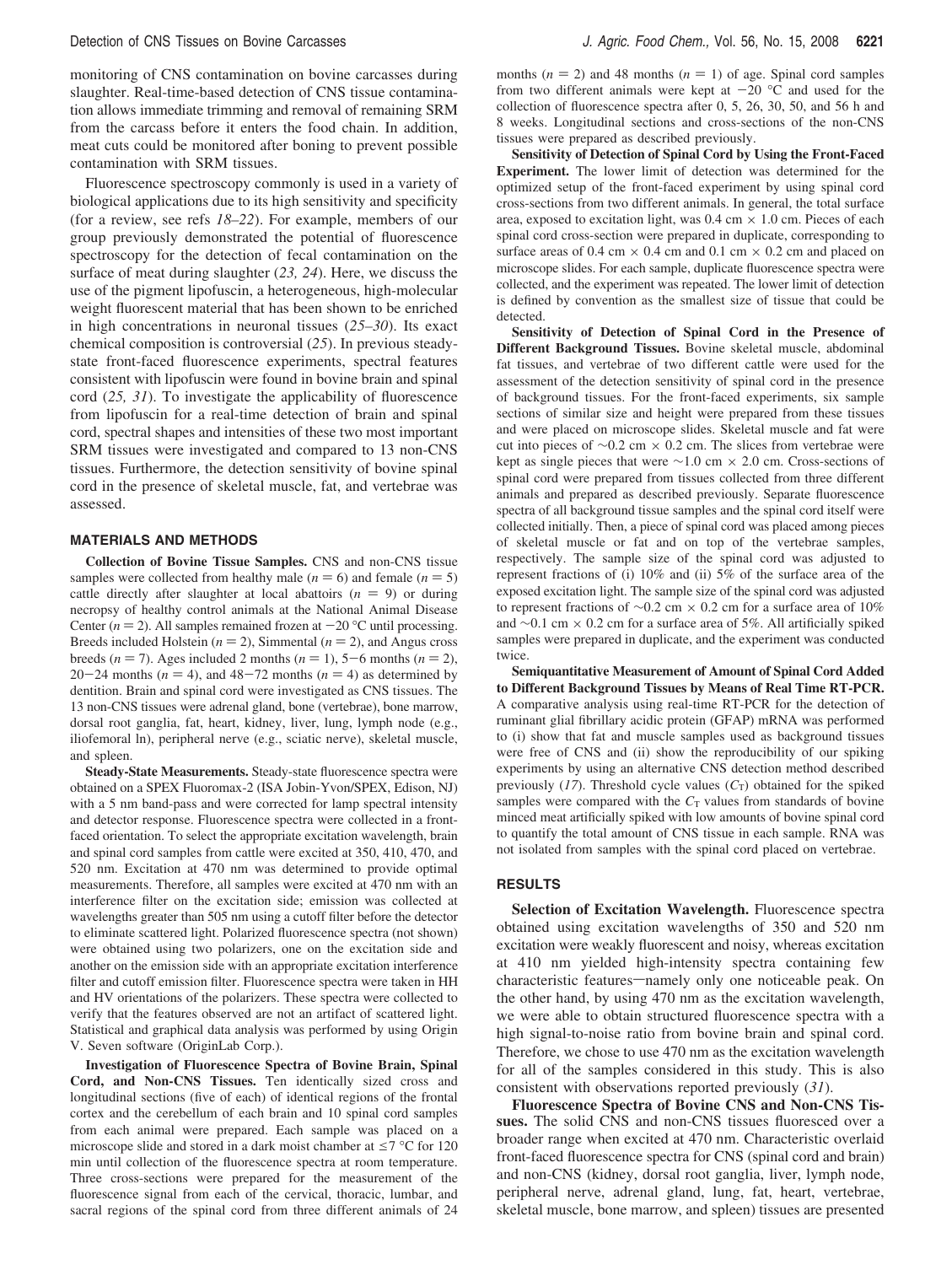monitoring of CNS contamination on bovine carcasses during slaughter. Real-time-based detection of CNS tissue contamination allows immediate trimming and removal of remaining SRM from the carcass before it enters the food chain. In addition, meat cuts could be monitored after boning to prevent possible contamination with SRM tissues.

Fluorescence spectroscopy commonly is used in a variety of biological applications due to its high sensitivity and specificity (for a review, see refs *18–22*). For example, members of our group previously demonstrated the potential of fluorescence spectroscopy for the detection of fecal contamination on the surface of meat during slaughter (*23, 24*). Here, we discuss the use of the pigment lipofuscin, a heterogeneous, high-molecular weight fluorescent material that has been shown to be enriched in high concentrations in neuronal tissues (*25–30*). Its exact chemical composition is controversial (*25*). In previous steady-state front-faced fluorescence experiments, spectral features consistent with lipofuscin were found in bovine brain and spinal cord (*25, 31*). To investigate the applicability of fluorescence from lipofuscin for a real-time detection of brain and spinal cord, spectral shapes and intensities of these two most important SRM tissues were investigated and compared to 13 non-CNS tissues. Furthermore, the detection sensitivity of bovine spinal cord in the presence of skeletal muscle, fat, and vertebrae was assessed.

## MATERIALS AND METHODS

**Collection of Bovine Tissue Samples.** CNS and non-CNS tissue samples were collected from healthy male ($n = 6$) and female ($n = 5$) cattle directly after slaughter at local abattoirs ($n = 9$) or during necropsy of healthy control animals at the National Animal Disease Center ($n = 2$). All samples remained frozen at −20 °C until processing. Breeds included Holstein ($n = 2$), Simmental ($n = 2$), and Angus cross breeds ($n = 7$). Ages included 2 months ($n = 1$), 5−6 months ($n = 2$), 20−24 months ($n = 4$), and 48−72 months ($n = 4$) as determined by dentition. Brain and spinal cord were investigated as CNS tissues. The 13 non-CNS tissues were adrenal gland, bone (vertebrae), bone marrow, dorsal root ganglia, fat, heart, kidney, liver, lung, lymph node (e.g., iliofemoral ln), peripheral nerve (e.g., sciatic nerve), skeletal muscle, and spleen.

**Steady-State Measurements.** Steady-state fluorescence spectra were obtained on a SPEX Fluoromax-2 (ISA Jobin-Yvon/SPEX, Edison, NJ) with a 5 nm band-pass and were corrected for lamp spectral intensity and detector response. Fluorescence spectra were collected in a front-faced orientation. To select the appropriate excitation wavelength, brain and spinal cord samples from cattle were excited at 350, 410, 470, and 520 nm. Excitation at 470 nm was determined to provide optimal measurements. Therefore, all samples were excited at 470 nm with an interference filter on the excitation side; emission was collected at wavelengths greater than 505 nm using a cutoff filter before the detector to eliminate scattered light. Polarized fluorescence spectra (not shown) were obtained using two polarizers, one on the excitation side and another on the emission side with an appropriate excitation interference filter and cutoff emission filter. Fluorescence spectra were taken in HH and HV orientations of the polarizers. These spectra were collected to verify that the features observed are not an artifact of scattered light. Statistical and graphical data analysis was performed by using Origin V. Seven software (OriginLab Corp.).

**Investigation of Fluorescence Spectra of Bovine Brain, Spinal Cord, and Non-CNS Tissues.** Ten identically sized cross and longitudinal sections (five of each) of identical regions of the frontal cortex and the cerebellum of each brain and 10 spinal cord samples from each animal were prepared. Each sample was placed on a microscope slide and stored in a dark moist chamber at ≤7 °C for 120 min until collection of the fluorescence spectra at room temperature. Three cross-sections were prepared for the measurement of the fluorescence signal from each of the cervical, thoracic, lumbar, and sacral regions of the spinal cord from three different animals of 24 months ($n = 2$) and 48 months ($n = 1$) of age. Spinal cord samples from two different animals were kept at −20 °C and used for the collection of fluorescence spectra after 0, 5, 26, 30, 50, and 56 h and 8 weeks. Longitudinal sections and cross-sections of the non-CNS tissues were prepared as described previously.

**Sensitivity of Detection of Spinal Cord by Using the Front-Faced Experiment.** The lower limit of detection was determined for the optimized setup of the front-faced experiment by using spinal cord cross-sections from two different animals. In general, the total surface area, exposed to excitation light, was 0.4 cm × 1.0 cm. Pieces of each spinal cord cross-section were prepared in duplicate, corresponding to surface areas of 0.4 cm × 0.4 cm and 0.1 cm × 0.2 cm and placed on microscope slides. For each sample, duplicate fluorescence spectra were collected, and the experiment was repeated. The lower limit of detection is defined by convention as the smallest size of tissue that could be detected.

**Sensitivity of Detection of Spinal Cord in the Presence of Different Background Tissues.** Bovine skeletal muscle, abdominal fat tissues, and vertebrae of two different cattle were used for the assessment of the detection sensitivity of spinal cord in the presence of background tissues. For the front-faced experiments, six sample sections of similar size and height were prepared from these tissues and were placed on microscope slides. Skeletal muscle and fat were cut into pieces of ~0.2 cm × 0.2 cm. The slices from vertebrae were kept as single pieces that were ~1.0 cm × 2.0 cm. Cross-sections of spinal cord were prepared from tissues collected from three different animals and prepared as described previously. Separate fluorescence spectra of all background tissue samples and the spinal cord itself were collected initially. Then, a piece of spinal cord was placed among pieces of skeletal muscle or fat and on top of the vertebrae samples, respectively. The sample size of the spinal cord was adjusted to represent fractions of (i) 10% and (ii) 5% of the surface area of the exposed excitation light. The sample size of the spinal cord was adjusted to represent fractions of ~0.2 cm × 0.2 cm for a surface area of 10% and ~0.1 cm × 0.2 cm for a surface area of 5%. All artificially spiked samples were prepared in duplicate, and the experiment was conducted twice.

**Semiquantitative Measurement of Amount of Spinal Cord Added to Different Background Tissues by Means of Real Time RT-PCR.** A comparative analysis using real-time RT-PCR for the detection of ruminant glial fibrillary acidic protein (GFAP) mRNA was performed to (i) show that fat and muscle samples used as background tissues were free of CNS and (ii) show the reproducibility of our spiking experiments by using an alternative CNS detection method described previously (*17*). Threshold cycle values ($C_T$) obtained for the spiked samples were compared with the $C_T$ values from standards of bovine minced meat artificially spiked with low amounts of bovine spinal cord to quantify the total amount of CNS tissue in each sample. RNA was not isolated from samples with the spinal cord placed on vertebrae.

## RESULTS

**Selection of Excitation Wavelength.** Fluorescence spectra obtained using excitation wavelengths of 350 and 520 nm excitation were weakly fluorescent and noisy, whereas excitation at 410 nm yielded high-intensity spectra containing few characteristic features—namely only one noticeable peak. On the other hand, by using 470 nm as the excitation wavelength, we were able to obtain structured fluorescence spectra with a high signal-to-noise ratio from bovine brain and spinal cord. Therefore, we chose to use 470 nm as the excitation wavelength for all of the samples considered in this study. This is also consistent with observations reported previously (*31*).

**Fluorescence Spectra of Bovine CNS and Non-CNS Tissues.** The solid CNS and non-CNS tissues fluoresced over a broader range when excited at 470 nm. Characteristic overlaid front-faced fluorescence spectra for CNS (spinal cord and brain) and non-CNS (kidney, dorsal root ganglia, liver, lymph node, peripheral nerve, adrenal gland, lung, fat, heart, vertebrae, skeletal muscle, bone marrow, and spleen) tissues are presented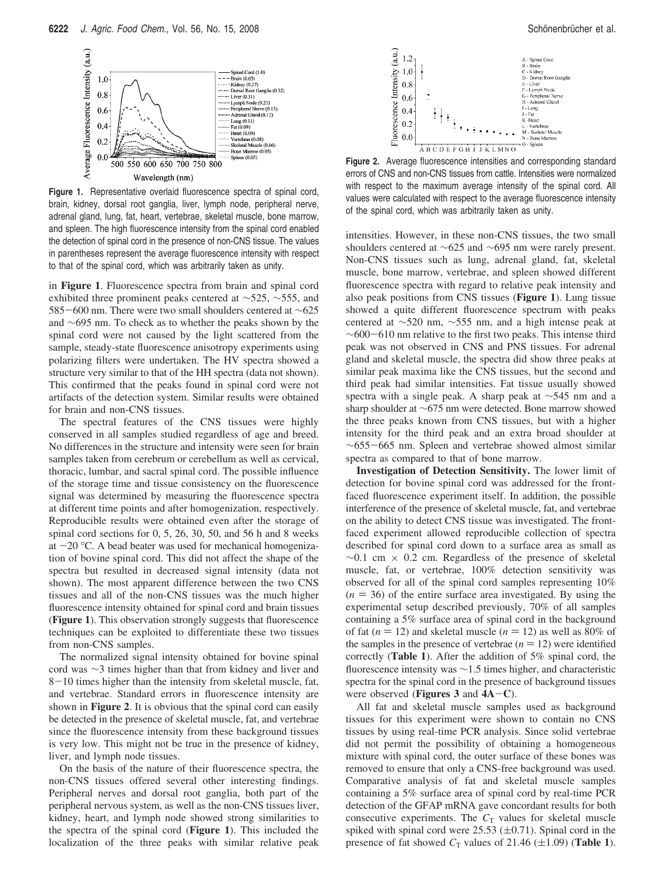**Figure 1.** Representative overlaid fluorescence spectra of spinal cord, brain, kidney, dorsal root ganglia, liver, lymph node, peripheral nerve, adrenal gland, lung, fat, heart, vertebrae, skeletal muscle, bone marrow, and spleen. The high fluorescence intensity from the spinal cord enabled the detection of spinal cord in the presence of non-CNS tissue. The values in parentheses represent the average fluorescence intensity with respect to that of the spinal cord, which was arbitrarily taken as unity.

in **Figure 1**. Fluorescence spectra from brain and spinal cord exhibited three prominent peaks centered at ~525, ~555, and 585−600 nm. There were two small shoulders centered at ~625 and ~695 nm. To check as to whether the peaks shown by the spinal cord were not caused by the light scattered from the sample, steady-state fluorescence anisotropy experiments using polarizing filters were undertaken. The HV spectra showed a structure very similar to that of the HH spectra (data not shown). This confirmed that the peaks found in spinal cord were not artifacts of the detection system. Similar results were obtained for brain and non-CNS tissues.

The spectral features of the CNS tissues were highly conserved in all samples studied regardless of age and breed. No differences in the structure and intensity were seen for brain samples taken from cerebrum or cerebellum as well as cervical, thoracic, lumbar, and sacral spinal cord. The possible influence of the storage time and tissue consistency on the fluorescence signal was determined by measuring the fluorescence spectra at different time points and after homogenization, respectively. Reproducible results were obtained even after the storage of spinal cord sections for 0, 5, 26, 30, 50, and 56 h and 8 weeks at −20 °C. A bead beater was used for mechanical homogenization of bovine spinal cord. This did not affect the shape of the spectra but resulted in decreased signal intensity (data not shown). The most apparent difference between the two CNS tissues and all of the non-CNS tissues was the much higher fluorescence intensity obtained for spinal cord and brain tissues (**Figure 1**). This observation strongly suggests that fluorescence techniques can be exploited to differentiate these two tissues from non-CNS samples.

The normalized signal intensity obtained for bovine spinal cord was ~3 times higher than that from kidney and liver and 8−10 times higher than the intensity from skeletal muscle, fat, and vertebrae. Standard errors in fluorescence intensity are shown in **Figure 2**. It is obvious that the spinal cord can easily be detected in the presence of skeletal muscle, fat, and vertebrae since the fluorescence intensity from these background tissues is very low. This might not be true in the presence of kidney, liver, and lymph node tissues.

On the basis of the nature of their fluorescence spectra, the non-CNS tissues offered several other interesting findings. Peripheral nerves and dorsal root ganglia, both part of the peripheral nervous system, as well as the non-CNS tissues liver, kidney, heart, and lymph node showed strong similarities to the spectra of the spinal cord (**Figure 1**). This included the localization of the three peaks with similar relative peak

**Figure 2.** Average fluorescence intensities and corresponding standard errors of CNS and non-CNS tissues from cattle. Intensities were normalized with respect to the maximum average intensity of the spinal cord. All values were calculated with respect to the average fluorescence intensity of the spinal cord, which was arbitrarily taken as unity.

intensities. However, in these non-CNS tissues, the two small shoulders centered at ~625 and ~695 nm were rarely present. Non-CNS tissues such as lung, adrenal gland, fat, skeletal muscle, bone marrow, vertebrae, and spleen showed different fluorescence spectra with regard to relative peak intensity and also peak positions from CNS tissues (**Figure 1**). Lung tissue showed a quite different fluorescence spectrum with peaks centered at ~520 nm, ~555 nm, and a high intense peak at ~600−610 nm relative to the first two peaks. This intense third peak was not observed in CNS and PNS tissues. For adrenal gland and skeletal muscle, the spectra did show three peaks at similar peak maxima like the CNS tissues, but the second and third peak had similar intensities. Fat tissue usually showed spectra with a single peak. A sharp peak at ~545 nm and a sharp shoulder at ~675 nm were detected. Bone marrow showed the three peaks known from CNS tissues, but with a higher intensity for the third peak and an extra broad shoulder at ~655−665 nm. Spleen and vertebrae showed almost similar spectra as compared to that of bone marrow.

**Investigation of Detection Sensitivity.** The lower limit of detection for bovine spinal cord was addressed for the front-faced fluorescence experiment itself. In addition, the possible interference of the presence of skeletal muscle, fat, and vertebrae on the ability to detect CNS tissue was investigated. The front-faced experiment allowed reproducible collection of spectra described for spinal cord down to a surface area as small as ~0.1 cm × 0.2 cm. Regardless of the presence of skeletal muscle, fat, or vertebrae, 100% detection sensitivity was observed for all of the spinal cord samples representing 10% ($n = 36$) of the entire surface area investigated. By using the experimental setup described previously, 70% of all samples containing a 5% surface area of spinal cord in the background of fat ($n = 12$) and skeletal muscle ($n = 12$) as well as 80% of the samples in the presence of vertebrae ($n = 12$) were identified correctly (**Table 1**). After the addition of 5% spinal cord, the fluorescence intensity was ~1.5 times higher, and characteristic spectra for the spinal cord in the presence of background tissues were observed (**Figures 3** and **4A−C**).

All fat and skeletal muscle samples used as background tissues for this experiment were shown to contain no CNS tissues by using real-time PCR analysis. Since solid vertebrae did not permit the possibility of obtaining a homogeneous mixture with spinal cord, the outer surface of these bones was removed to ensure that only a CNS-free background was used. Comparative analysis of fat and skeletal muscle samples containing a 5% surface area of spinal cord by real-time PCR detection of the GFAP mRNA gave concordant results for both consecutive experiments. The $C_T$ values for skeletal muscle spiked with spinal cord were 25.53 (±0.71). Spinal cord in the presence of fat showed $C_T$ values of 21.46 (±1.09) (**Table 1**).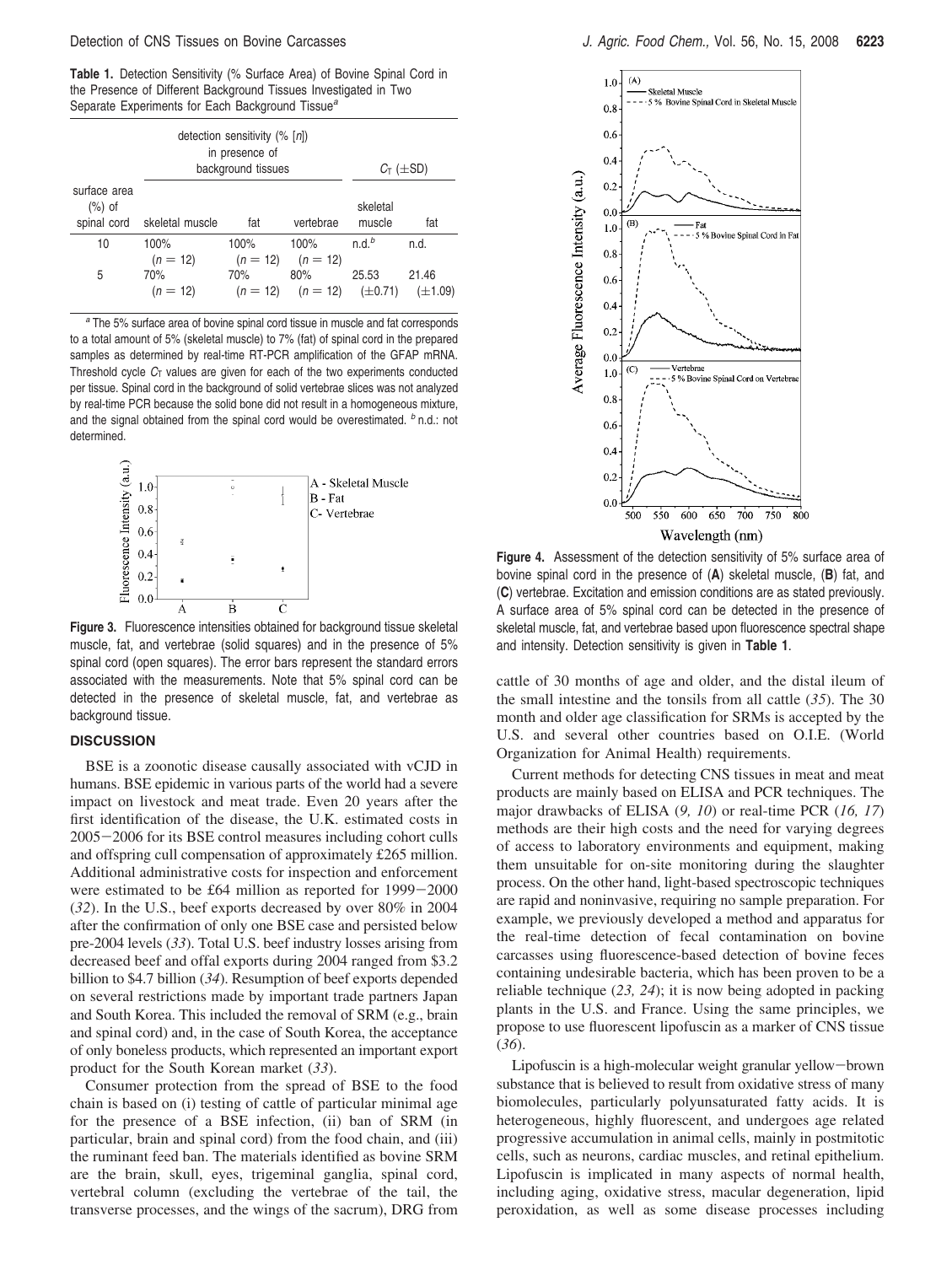**Table 1.** Detection Sensitivity (% Surface Area) of Bovine Spinal Cord in the Presence of Different Background Tissues Investigated in Two Separate Experiments for Each Background Tissue[a]

| surface area (%) of spinal cord | detection sensitivity (% [n]) in presence of background tissues | | | $C_T$ (±SD) | |
|---|---|---|---|---|---|
| | skeletal muscle | fat | vertebrae | skeletal muscle | fat |
| 10 | 100% ($n$ = 12) | 100% ($n$ = 12) | 100% ($n$ = 12) | n.d.[b] | n.d. |
| 5 | 70% ($n$ = 12) | 70% ($n$ = 12) | 80% ($n$ = 12) | 25.53 (±0.71) | 21.46 (±1.09) |

[a] The 5% surface area of bovine spinal cord tissue in muscle and fat corresponds to a total amount of 5% (skeletal muscle) to 7% (fat) of spinal cord in the prepared samples as determined by real-time RT-PCR amplification of the GFAP mRNA. Threshold cycle $C_T$ values are given for each of the two experiments conducted per tissue. Spinal cord in the background of solid vertebrae slices was not analyzed by real-time PCR because the solid bone did not result in a homogeneous mixture, and the signal obtained from the spinal cord would be overestimated. [b] n.d.: not determined.

**Figure 3.** Fluorescence intensities obtained for background tissue skeletal muscle, fat, and vertebrae (solid squares) and in the presence of 5% spinal cord (open squares). The error bars represent the standard errors associated with the measurements. Note that 5% spinal cord can be detected in the presence of skeletal muscle, fat, and vertebrae as background tissue.

**Figure 4.** Assessment of the detection sensitivity of 5% surface area of bovine spinal cord in the presence of (**A**) skeletal muscle, (**B**) fat, and (**C**) vertebrae. Excitation and emission conditions are as stated previously. A surface area of 5% spinal cord can be detected in the presence of skeletal muscle, fat, and vertebrae based upon fluorescence spectral shape and intensity. Detection sensitivity is given in **Table 1**.

## DISCUSSION

BSE is a zoonotic disease causally associated with vCJD in humans. BSE epidemic in various parts of the world had a severe impact on livestock and meat trade. Even 20 years after the first identification of the disease, the U.K. estimated costs in 2005−2006 for its BSE control measures including cohort culls and offspring cull compensation of approximately £265 million. Additional administrative costs for inspection and enforcement were estimated to be £64 million as reported for 1999−2000 (*32*). In the U.S., beef exports decreased by over 80% in 2004 after the confirmation of only one BSE case and persisted below pre-2004 levels (*33*). Total U.S. beef industry losses arising from decreased beef and offal exports during 2004 ranged from $3.2 billion to $4.7 billion (*34*). Resumption of beef exports depended on several restrictions made by important trade partners Japan and South Korea. This included the removal of SRM (e.g., brain and spinal cord) and, in the case of South Korea, the acceptance of only boneless products, which represented an important export product for the South Korean market (*33*).

Consumer protection from the spread of BSE to the food chain is based on (i) testing of cattle of particular minimal age for the presence of a BSE infection, (ii) ban of SRM (in particular, brain and spinal cord) from the food chain, and (iii) the ruminant feed ban. The materials identified as bovine SRM are the brain, skull, eyes, trigeminal ganglia, spinal cord, vertebral column (excluding the vertebrae of the tail, the transverse processes, and the wings of the sacrum), DRG from cattle of 30 months of age and older, and the distal ileum of the small intestine and the tonsils from all cattle (*35*). The 30 month and older age classification for SRMs is accepted by the U.S. and several other countries based on O.I.E. (World Organization for Animal Health) requirements.

Current methods for detecting CNS tissues in meat and meat products are mainly based on ELISA and PCR techniques. The major drawbacks of ELISA (*9, 10*) or real-time PCR (*16, 17*) methods are their high costs and the need for varying degrees of access to laboratory environments and equipment, making them unsuitable for on-site monitoring during the slaughter process. On the other hand, light-based spectroscopic techniques are rapid and noninvasive, requiring no sample preparation. For example, we previously developed a method and apparatus for the real-time detection of fecal contamination on bovine carcasses using fluorescence-based detection of bovine feces containing undesirable bacteria, which has been proven to be a reliable technique (*23, 24*); it is now being adopted in packing plants in the U.S. and France. Using the same principles, we propose to use fluorescent lipofuscin as a marker of CNS tissue (*36*).

Lipofuscin is a high-molecular weight granular yellow−brown substance that is believed to result from oxidative stress of many biomolecules, particularly polyunsaturated fatty acids. It is heterogeneous, highly fluorescent, and undergoes age related progressive accumulation in animal cells, mainly in postmitotic cells, such as neurons, cardiac muscles, and retinal epithelium. Lipofuscin is implicated in many aspects of normal health, including aging, oxidative stress, macular degeneration, lipid peroxidation, as well as some disease processes including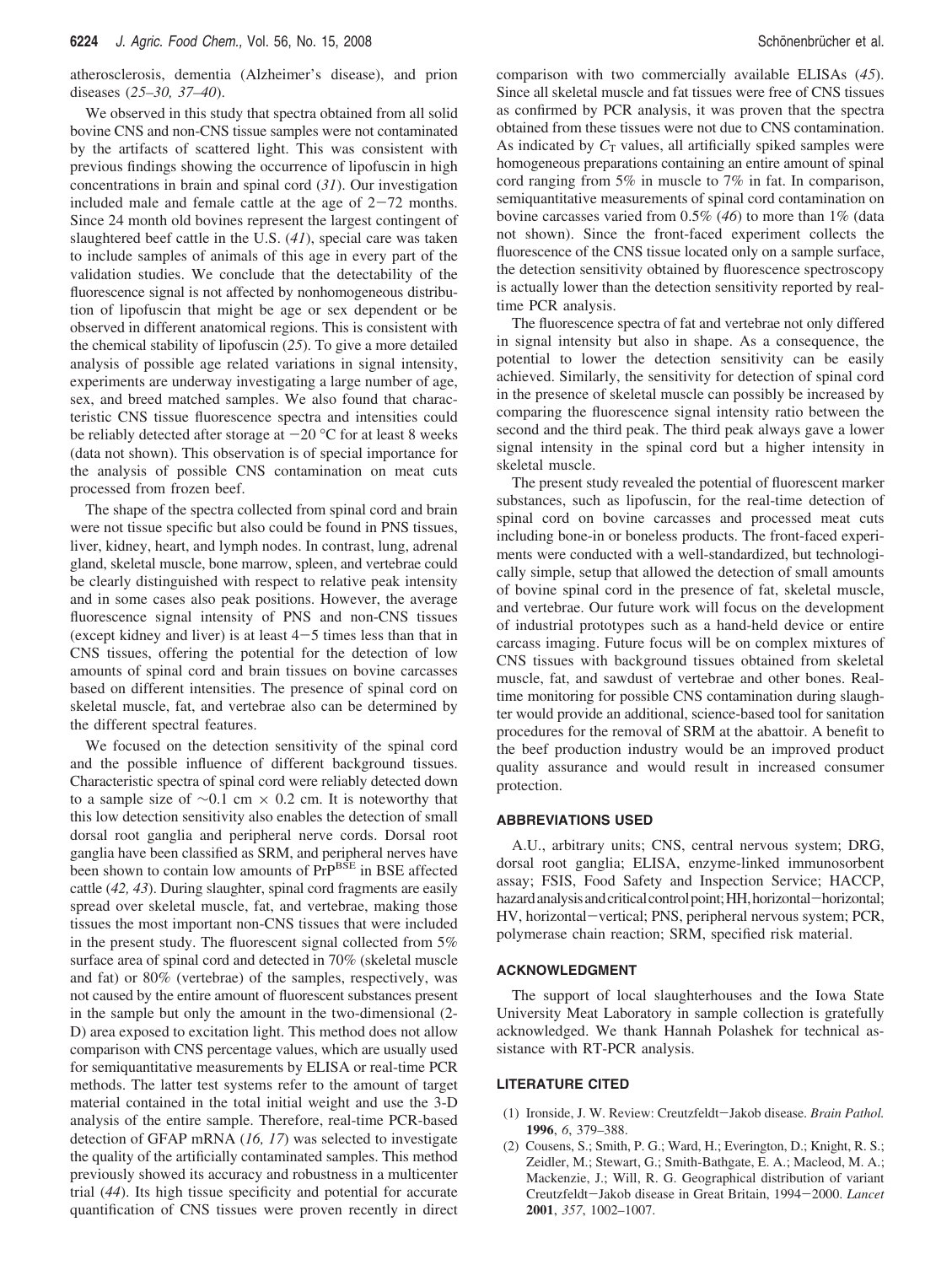atherosclerosis, dementia (Alzheimer's disease), and prion diseases (*25–30, 37–40*).

We observed in this study that spectra obtained from all solid bovine CNS and non-CNS tissue samples were not contaminated by the artifacts of scattered light. This was consistent with previous findings showing the occurrence of lipofuscin in high concentrations in brain and spinal cord (*31*). Our investigation included male and female cattle at the age of 2−72 months. Since 24 month old bovines represent the largest contingent of slaughtered beef cattle in the U.S. (*41*), special care was taken to include samples of animals of this age in every part of the validation studies. We conclude that the detectability of the fluorescence signal is not affected by nonhomogeneous distribution of lipofuscin that might be age or sex dependent or be observed in different anatomical regions. This is consistent with the chemical stability of lipofuscin (*25*). To give a more detailed analysis of possible age related variations in signal intensity, experiments are underway investigating a large number of age, sex, and breed matched samples. We also found that characteristic CNS tissue fluorescence spectra and intensities could be reliably detected after storage at −20 °C for at least 8 weeks (data not shown). This observation is of special importance for the analysis of possible CNS contamination on meat cuts processed from frozen beef.

The shape of the spectra collected from spinal cord and brain were not tissue specific but also could be found in PNS tissues, liver, kidney, heart, and lymph nodes. In contrast, lung, adrenal gland, skeletal muscle, bone marrow, spleen, and vertebrae could be clearly distinguished with respect to relative peak intensity and in some cases also peak positions. However, the average fluorescence signal intensity of PNS and non-CNS tissues (except kidney and liver) is at least 4−5 times less than that in CNS tissues, offering the potential for the detection of low amounts of spinal cord and brain tissues on bovine carcasses based on different intensities. The presence of spinal cord on skeletal muscle, fat, and vertebrae also can be determined by the different spectral features.

We focused on the detection sensitivity of the spinal cord and the possible influence of different background tissues. Characteristic spectra of spinal cord were reliably detected down to a sample size of ∼0.1 cm × 0.2 cm. It is noteworthy that this low detection sensitivity also enables the detection of small dorsal root ganglia and peripheral nerve cords. Dorsal root ganglia have been classified as SRM, and peripheral nerves have been shown to contain low amounts of $PrP^{BSE}$ in BSE affected cattle (*42, 43*). During slaughter, spinal cord fragments are easily spread over skeletal muscle, fat, and vertebrae, making those tissues the most important non-CNS tissues that were included in the present study. The fluorescent signal collected from 5% surface area of spinal cord and detected in 70% (skeletal muscle and fat) or 80% (vertebrae) of the samples, respectively, was not caused by the entire amount of fluorescent substances present in the sample but only the amount in the two-dimensional (2-D) area exposed to excitation light. This method does not allow comparison with CNS percentage values, which are usually used for semiquantitative measurements by ELISA or real-time PCR methods. The latter test systems refer to the amount of target material contained in the total initial weight and use the 3-D analysis of the entire sample. Therefore, real-time PCR-based detection of GFAP mRNA (*16, 17*) was selected to investigate the quality of the artificially contaminated samples. This method previously showed its accuracy and robustness in a multicenter trial (*44*). Its high tissue specificity and potential for accurate quantification of CNS tissues were proven recently in direct comparison with two commercially available ELISAs (*45*). Since all skeletal muscle and fat tissues were free of CNS tissues as confirmed by PCR analysis, it was proven that the spectra obtained from these tissues were not due to CNS contamination. As indicated by $C_T$ values, all artificially spiked samples were homogeneous preparations containing an entire amount of spinal cord ranging from 5% in muscle to 7% in fat. In comparison, semiquantitative measurements of spinal cord contamination on bovine carcasses varied from 0.5% (*46*) to more than 1% (data not shown). Since the front-faced experiment collects the fluorescence of the CNS tissue located only on a sample surface, the detection sensitivity obtained by fluorescence spectroscopy is actually lower than the detection sensitivity reported by real-time PCR analysis.

The fluorescence spectra of fat and vertebrae not only differed in signal intensity but also in shape. As a consequence, the potential to lower the detection sensitivity can be easily achieved. Similarly, the sensitivity for detection of spinal cord in the presence of skeletal muscle can possibly be increased by comparing the fluorescence signal intensity ratio between the second and the third peak. The third peak always gave a lower signal intensity in the spinal cord but a higher intensity in skeletal muscle.

The present study revealed the potential of fluorescent marker substances, such as lipofuscin, for the real-time detection of spinal cord on bovine carcasses and processed meat cuts including bone-in or boneless products. The front-faced experiments were conducted with a well-standardized, but technologically simple, setup that allowed the detection of small amounts of bovine spinal cord in the presence of fat, skeletal muscle, and vertebrae. Our future work will focus on the development of industrial prototypes such as a hand-held device or entire carcass imaging. Future focus will be on complex mixtures of CNS tissues with background tissues obtained from skeletal muscle, fat, and sawdust of vertebrae and other bones. Real-time monitoring for possible CNS contamination during slaughter would provide an additional, science-based tool for sanitation procedures for the removal of SRM at the abattoir. A benefit to the beef production industry would be an improved product quality assurance and would result in increased consumer protection.

## ABBREVIATIONS USED

A.U., arbitrary units; CNS, central nervous system; DRG, dorsal root ganglia; ELISA, enzyme-linked immunosorbent assay; FSIS, Food Safety and Inspection Service; HACCP, hazard analysis and critical control point; HH, horizontal−horizontal; HV, horizontal−vertical; PNS, peripheral nervous system; PCR, polymerase chain reaction; SRM, specified risk material.

## ACKNOWLEDGMENT

The support of local slaughterhouses and the Iowa State University Meat Laboratory in sample collection is gratefully acknowledged. We thank Hannah Polashek for technical assistance with RT-PCR analysis.

## LITERATURE CITED

(1) Ironside, J. W. Review: Creutzfeldt−Jakob disease. *Brain Pathol.* **1996**, *6*, 379–388.

(2) Cousens, S.; Smith, P. G.; Ward, H.; Everington, D.; Knight, R. S.; Zeidler, M.; Stewart, G.; Smith-Bathgate, E. A.; Macleod, M. A.; Mackenzie, J.; Will, R. G. Geographical distribution of variant Creutzfeldt−Jakob disease in Great Britain, 1994−2000. *Lancet* **2001**, *357*, 1002–1007.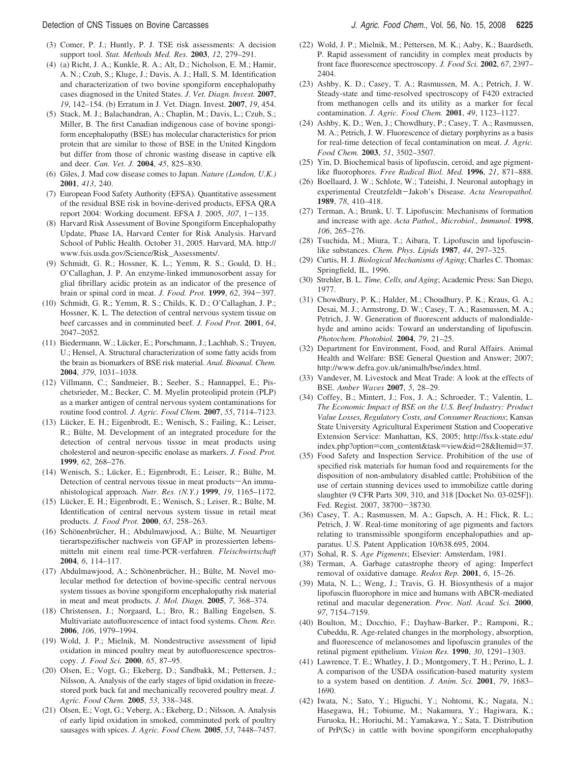(3) Comer, P. J.; Huntly, P. J. TSE risk assessments: A decision support tool. *Stat. Methods Med. Res.* **2003**, *12*, 279–291.

(4) (a) Richt, J. A.; Kunkle, R. A.; Alt, D.; Nicholson, E. M.; Hamir, A. N.; Czub, S.; Kluge, J.; Davis, A. J.; Hall, S. M. Identification and characterization of two bovine spongiform encephalopathy cases diagnosed in the United States. *J. Vet. Diagn. Invest.* **2007**, *19*, 142–154. (b) Erratum in J. Vet. Diagn. Invest. **2007**, *19*, 454.

(5) Stack, M. J.; Balachandran, A.; Chaplin, M.; Davis, L.; Czub, S.; Miller, B. The first Canadian indigenous case of bovine spongiform encephalopathy (BSE) has molecular characteristics for prion protein that are similar to those of BSE in the United Kingdom but differ from those of chronic wasting disease in captive elk and deer. *Can. Vet. J.* **2004**, *45*, 825–830.

(6) Giles, J. Mad cow disease comes to Japan. *Nature (London, U.K.)* **2001**, *413*, 240.

(7) European Food Safety Authority (EFSA). Quantitative assessment of the residual BSE risk in bovine-derived products, EFSA QRA report 2004: Working document. EFSA J. 2005, *307*, 1−135.

(8) Harvard Risk Assessment of Bovine Spongiform Encephalopathy Update, Phase IA, Harvard Center for Risk Analysis. Harvard School of Public Health. October 31, 2005. Harvard, MA. http://www.fsis.usda.gov/Science/Risk_Assessments/.

(9) Schmidt, G. R.; Hossner, K. L.; Yemm, R. S.; Gould, D. H.; O'Callaghan, J. P. An enzyme-linked immunosorbent assay for glial fibrillary acidic protein as an indicator of the presence of brain or spinal cord in meat. *J. Food. Prot.* **1999**, *62*, 394−397.

(10) Schmidt, G. R.; Yemm, R. S.; Childs, K. D.; O'Callaghan, J. P.; Hossner, K. L. The detection of central nervous system tissue on beef carcasses and in comminuted beef. *J. Food Prot.* **2001**, *64*, 2047–2052.

(11) Biedermann, W.; Lücker, E.; Porschmann, J.; Lachhab, S.; Truyen, U.; Hensel, A. Structural characterization of some fatty acids from the brain as biomarkers of BSE risk material. *Anal. Bioanal. Chem.* **2004**, *379*, 1031–1038.

(12) Villmann, C.; Sandmeier, B.; Seeber, S.; Hannappel, E.; Pischetsrieder, M.; Becker, C. M. Myelin proteolipid protein (PLP) as a marker antigen of central nervous system contaminations for routine food control. *J. Agric. Food Chem.* **2007**, *55*, 7114–7123.

(13) Lücker, E. H.; Eigenbrodt, E.; Wenisch, S.; Failing, K.; Leiser, R.; Bülte, M. Development of an integrated procedure for the detection of central nervous tissue in meat products using cholesterol and neuron-specific enolase as markers. *J. Food. Prot.* **1999**, *62*, 268–276.

(14) Wenisch, S.; Lücker, E.; Eigenbrodt, E.; Leiser, R.; Bülte, M. Detection of central nervous tissue in meat products—An immunhistological approach. *Nutr. Res. (N.Y.)* **1999**, *19*, 1165–1172.

(15) Lücker, E. H.; Eigenbrodt, E.; Wenisch, S.; Leiser, R.; Bülte, M. Identification of central nervous system tissue in retail meat products. *J. Food Prot.* **2000**, *63*, 258–263.

(16) Schönenbrücher, H.; Abdulmawjood, A.; Bülte, M. Neuartiger tierartspezifischer nachweis von GFAP in prozessierten lebensmitteln mit einem real time-PCR-verfahren. *Fleischwirtschaft* **2004**, *6*, 114–117.

(17) Abdulmawjood, A.; Schönenbrücher, H.; Bülte, M. Novel molecular method for detection of bovine-specific central nervous system tissues as bovine spongiform encephalopathy risk material in meat and meat products. *J. Mol. Diagn.* **2005**, *7*, 368–374.

(18) Christensen, J.; Norgaard, L.; Bro, R.; Balling Engelsen, S. Multivariate autofluorescence of intact food systems. *Chem. Rev.* **2006**, *106*, 1979–1994.

(19) Wold, J. P.; Mielnik, M. Nondestructive assessment of lipid oxidation in minced poultry meat by autofluorescence spectroscopy. *J. Food Sci.* **2000**, *65*, 87–95.

(20) Olsen, E.; Vogt, G.; Ekeberg, D.; Sandbakk, M.; Pettersen, J.; Nilsson, A. Analysis of the early stages of lipid oxidation in freeze-stored pork back fat and mechanically recovered poultry meat. *J. Agric. Food Chem.* **2005**, *53*, 338–348.

(21) Olsen, E.; Vogt, G.; Veberg, A.; Ekeberg, D.; Nilsson, A. Analysis of early lipid oxidation in smoked, comminuted pork of poultry sausages with spices. *J. Agric. Food Chem.* **2005**, *53*, 7448–7457.

(22) Wold, J. P.; Mielnik, M.; Pettersen, M. K.; Aaby, K.; Baardseth, P. Rapid assessment of rancidity in complex meat products by front face fluorescence spectroscopy. *J. Food Sci.* **2002**, *67*, 2397–2404.

(23) Ashby, K. D.; Casey, T. A.; Rasmussen, M. A.; Petrich, J. W. Steady-state and time-resolved spectroscopy of F420 extracted from methanogen cells and its utility as a marker for fecal contamination. *J. Agric. Food Chem.* **2001**, *49*, 1123–1127.

(24) Ashby, K. D.; Wen, J.; Chowdhury, P.; Casey, T. A.; Rasmussen, M. A.; Petrich, J. W. Fluorescence of dietary porphyrins as a basis for real-time detection of fecal contamination on meat. *J. Agric. Food Chem.* **2003**, *51*, 3502–3507.

(25) Yin, D. Biochemical basis of lipofuscin, ceroid, and age pigment-like fluorophores. *Free Radical Biol. Med.* **1996**, *21*, 871–888.

(26) Boellaard, J. W.; Schlote, W.; Tateishi, J. Neuronal autophagy in experimental Creutzfeldt−Jakob's Disease. *Acta Neuropathol.* **1989**, *78*, 410–418.

(27) Terman, A.; Brunk, U. T. Lipofuscin: Mechanisms of formation and increase with age. *Acta Pathol., Microbiol., Immunol.* **1998**, *106*, 265–276.

(28) Tsuchida, M.; Miura, T.; Aibara, T. Lipofuscin and lipofuscin-like substances. *Chem. Phys. Lipids* **1987**, *44*, 297–325.

(29) Curtis, H. J. *Biological Mechanisms of Aging*; Charles C. Thomas: Springfield, IL, 1996.

(30) Strehler, B. L. *Time, Cells, and Aging*; Academic Press: San Diego, 1977.

(31) Chowdhury, P. K.; Halder, M.; Choudhury, P. K.; Kraus, G. A.; Desai, M. J.; Armstrong, D. W.; Casey, T. A.; Rasmussen, M. A.; Petrich, J. W. Generation of fluorescent adducts of malondialdehyde and amino acids: Toward an understanding of lipofuscin. *Photochem. Photobiol.* **2004**, *79*, 21–25.

(32) Department for Environment, Food, and Rural Affairs. Animal Health and Welfare: BSE General Question and Answer; 2007; http://www.defra.gov.uk/animalh/bse/index.html.

(33) Vandever, M. Livestock and Meat Trade: A look at the effects of BSE. *Amber Waves* **2007**, *5*, 28–29.

(34) Coffey, B.; Mintert, J.; Fox, J. A.; Schroeder, T.; Valentin, L. *The Economic Impact of BSE on the U.S. Beef Industry: Product Value Losses, Regulatory Costs, and Consumer Reactions*; Kansas State University Agricultural Experiment Station and Cooperative Extension Service: Manhattan, KS, 2005; http://fss.k-state.edu/index.php?option=com_content&task=view&id=28&Itemid=37.

(35) Food Safety and Inspection Service. Prohibition of the use of specified risk materials for human food and requirements for the disposition of non-ambulatory disabled cattle; Prohibition of the use of certain stunning devices used to immobilize cattle during slaughter (9 CFR Parts 309, 310, and 318 [Docket No. 03-025F]). Fed. Regist. 2007, 38700−38730.

(36) Casey, T. A.; Rasmussen, M. A.; Gapsch, A. H.; Flick, R. L.; Petrich, J. W. Real-time monitoring of age pigments and factors relating to transmissible spongiform encephalopathies and apparatus. U.S. Patent Application 10/638.695, 2004.

(37) Sohal, R. S. *Age Pigments*; Elsevier: Amsterdam, 1981.

(38) Terman, A. Garbage catastrophe theory of aging: Imperfect removal of oxidative damage. *Redox Rep.* **2001**, *6*, 15–26.

(39) Mata, N. L.; Weng, J.; Travis, G. H. Biosynthesis of a major lipofuscin fluorophore in mice and humans with ABCR-mediated retinal and macular degeneration. *Proc. Natl. Acad. Sci.* **2000**, *97*, 7154–7159.

(40) Boulton, M.; Docchio, F.; Dayhaw-Barker, P.; Ramponi, R.; Cubeddu, R. Age-related changes in the morphology, absorption, and fluorescence of melanosomes and lipofuscin granules of the retinal pigment epithelium. *Vision Res.* **1990**, *30*, 1291–1303.

(41) Lawrence, T. E.; Whatley, J. D.; Montgomery, T. H.; Perino, L. J. A comparison of the USDA ossification-based maturity system to a system based on dentition. *J. Anim. Sci.* **2001**, *79*, 1683–1690.

(42) Iwata, N.; Sato, Y.; Higuchi, Y.; Nohtomi, K.; Nagata, N.; Hasegawa, H.; Tobiume, M.; Nakamura, Y.; Hagiwara, K.; Furuoka, H.; Horiuchi, M.; Yamakawa, Y.; Sata, T. Distribution of PrP(Sc) in cattle with bovine spongiform encephalopathy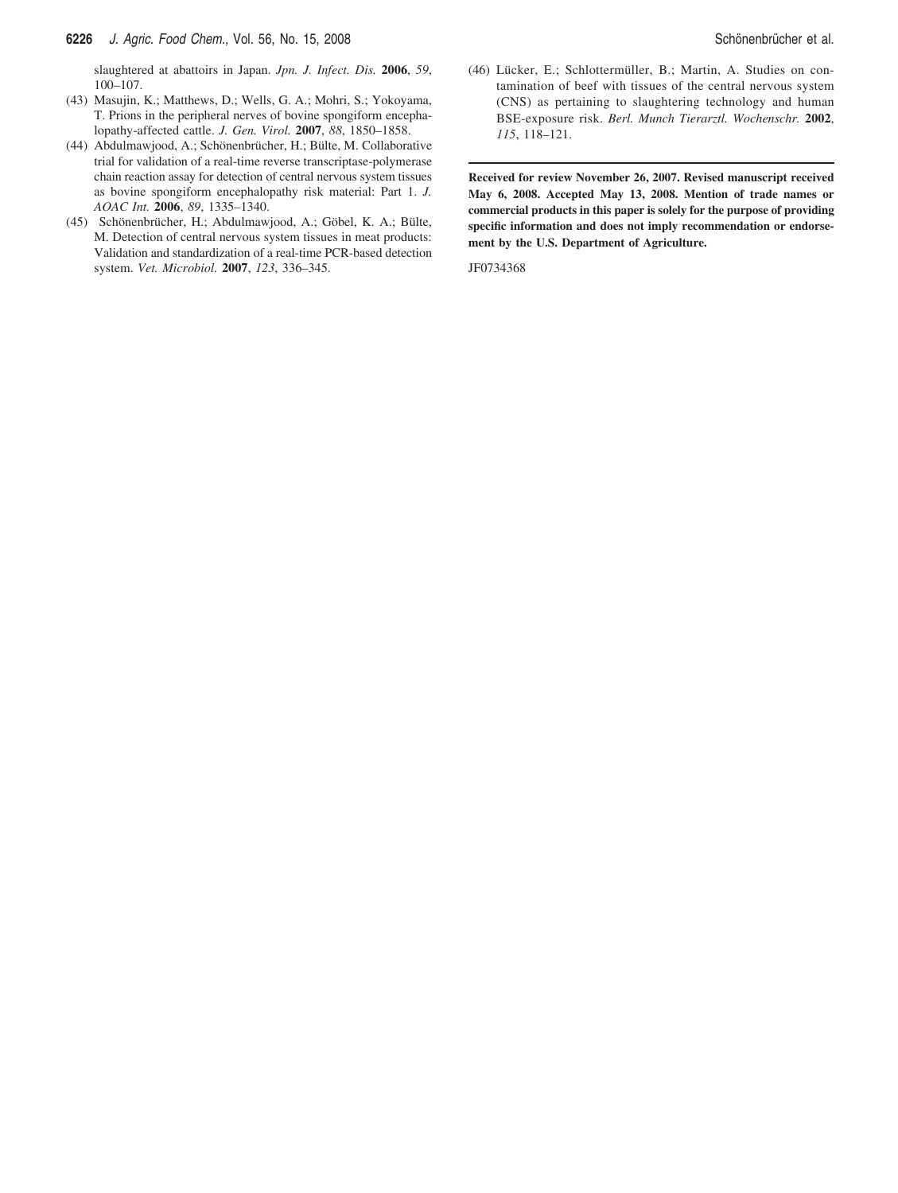slaughtered at abattoirs in Japan. *Jpn. J. Infect. Dis.* **2006**, *59*, 100–107.

(43) Masujin, K.; Matthews, D.; Wells, G. A.; Mohri, S.; Yokoyama, T. Prions in the peripheral nerves of bovine spongiform encephalopathy-affected cattle. *J. Gen. Virol.* **2007**, *88*, 1850–1858.

(44) Abdulmawjood, A.; Schönenbrücher, H.; Bülte, M. Collaborative trial for validation of a real-time reverse transcriptase-polymerase chain reaction assay for detection of central nervous system tissues as bovine spongiform encephalopathy risk material: Part 1. *J. AOAC Int.* **2006**, *89*, 1335–1340.

(45) Schönenbrücher, H.; Abdulmawjood, A.; Göbel, K. A.; Bülte, M. Detection of central nervous system tissues in meat products: Validation and standardization of a real-time PCR-based detection system. *Vet. Microbiol.* **2007**, *123*, 336–345.

(46) Lücker, E.; Schlottermüller, B.; Martin, A. Studies on contamination of beef with tissues of the central nervous system (CNS) as pertaining to slaughtering technology and human BSE-exposure risk. *Berl. Munch Tierarztl. Wochenschr.* **2002**, *115*, 118–121.

**Received for review November 26, 2007. Revised manuscript received May 6, 2008. Accepted May 13, 2008. Mention of trade names or commercial products in this paper is solely for the purpose of providing specific information and does not imply recommendation or endorsement by the U.S. Department of Agriculture.**

JF0734368